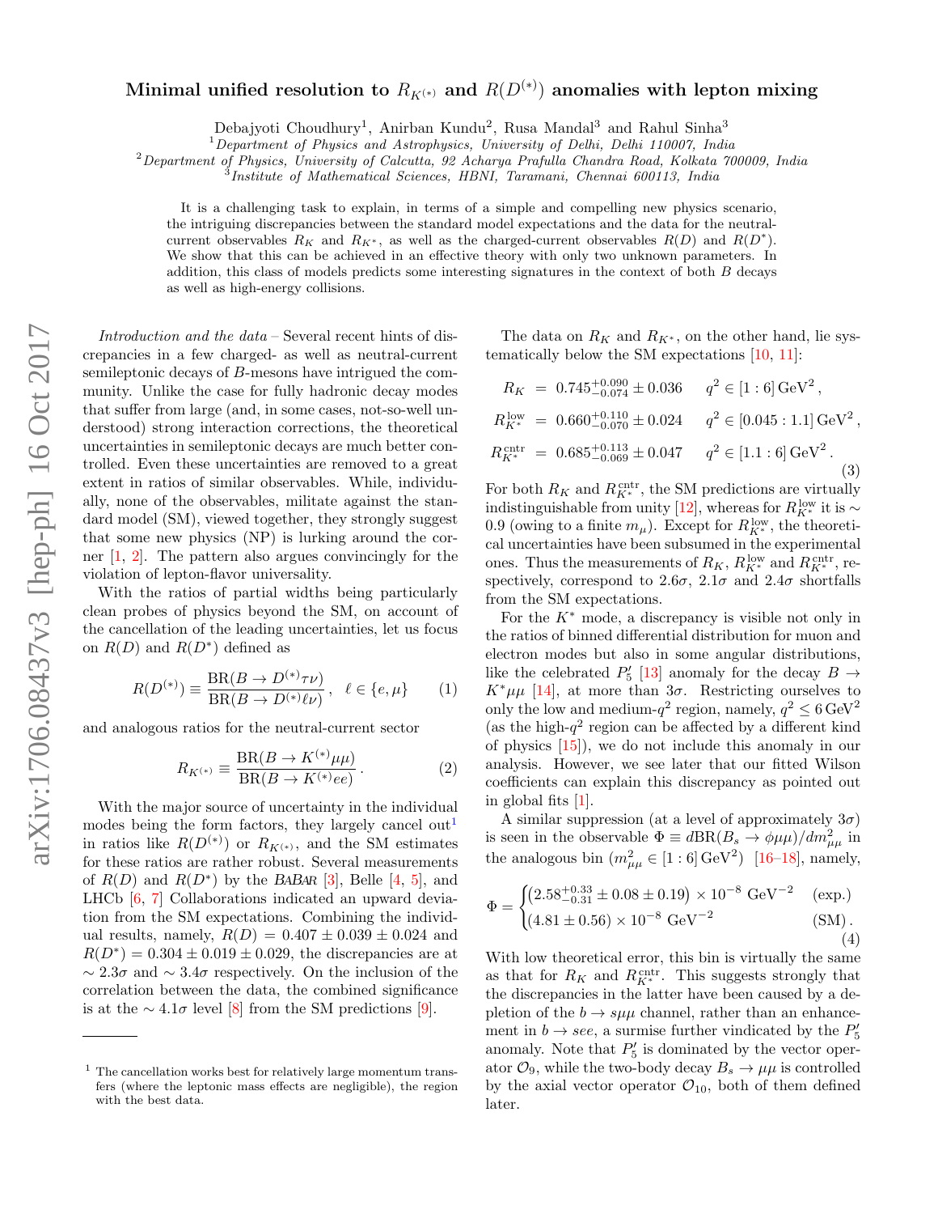# Minimal unified resolution to $R_{K^{(*)}}$ and $R(D^{(*)})$ anomalies with lepton mixing

Debajyoti Choudhury[1], Anirban Kundu[2], Rusa Mandal[3] and Rahul Sinha[3]

[1] *Department of Physics and Astrophysics, University of Delhi, Delhi 110007, India*
[2] *Department of Physics, University of Calcutta, 92 Acharya Prafulla Chandra Road, Kolkata 700009, India*
[3] *Institute of Mathematical Sciences, HBNI, Taramani, Chennai 600113, India*

It is a challenging task to explain, in terms of a simple and compelling new physics scenario, the intriguing discrepancies between the standard model expectations and the data for the neutral-current observables $R_K$ and $R_{K^*}$, as well as the charged-current observables $R(D)$ and $R(D^*)$. We show that this can be achieved in an effective theory with only two unknown parameters. In addition, this class of models predicts some interesting signatures in the context of both $B$ decays as well as high-energy collisions.

*Introduction and the data* – Several recent hints of discrepancies in a few charged- as well as neutral-current semileptonic decays of $B$-mesons have intrigued the community. Unlike the case for fully hadronic decay modes that suffer from large (and, in some cases, not-so-well understood) strong interaction corrections, the theoretical uncertainties in semileptonic decays are much better controlled. Even these uncertainties are removed to a great extent in ratios of similar observables. While, individually, none of the observables, militate against the standard model (SM), viewed together, they strongly suggest that some new physics (NP) is lurking around the corner [1, 2]. The pattern also argues convincingly for the violation of lepton-flavor universality.

With the ratios of partial widths being particularly clean probes of physics beyond the SM, on account of the cancellation of the leading uncertainties, let us focus on $R(D)$ and $R(D^*)$ defined as

$$R(D^{(*)}) \equiv \frac{\mathrm{BR}(B \to D^{(*)}\tau\nu)}{\mathrm{BR}(B \to D^{(*)}\ell\nu)}\,, \quad \ell \in \{e, \mu\} \tag{1}$$

and analogous ratios for the neutral-current sector

$$R_{K^{(*)}} \equiv \frac{\mathrm{BR}(B \to K^{(*)}\mu\mu)}{\mathrm{BR}(B \to K^{(*)}ee)}\,. \tag{2}$$

With the major source of uncertainty in the individual modes being the form factors, they largely cancel out[1] in ratios like $R(D^{(*)})$ or $R_{K^{(*)}}$, and the SM estimates for these ratios are rather robust. Several measurements of $R(D)$ and $R(D^*)$ by the BABAR [3], Belle [4, 5], and LHCb [6, 7] Collaborations indicated an upward deviation from the SM expectations. Combining the individual results, namely, $R(D) = 0.407 \pm 0.039 \pm 0.024$ and $R(D^*) = 0.304 \pm 0.019 \pm 0.029$, the discrepancies are at $\sim 2.3\sigma$ and $\sim 3.4\sigma$ respectively. On the inclusion of the correlation between the data, the combined significance is at the $\sim 4.1\sigma$ level [8] from the SM predictions [9].

[1] The cancellation works best for relatively large momentum transfers (where the leptonic mass effects are negligible), the region with the best data.

The data on $R_K$ and $R_{K^*}$, on the other hand, lie systematically below the SM expectations [10, 11]:

$$\begin{aligned}
R_K &= 0.745^{+0.090}_{-0.074} \pm 0.036 \qquad q^2 \in [1:6]\,\mathrm{GeV}^2\,, \\
R^{\mathrm{low}}_{K^*} &= 0.660^{+0.110}_{-0.070} \pm 0.024 \qquad q^2 \in [0.045:1.1]\,\mathrm{GeV}^2\,, \\
R^{\mathrm{cntr}}_{K^*} &= 0.685^{+0.113}_{-0.069} \pm 0.047 \qquad q^2 \in [1.1:6]\,\mathrm{GeV}^2\,.
\end{aligned} \tag{3}$$

For both $R_K$ and $R^{\mathrm{cntr}}_{K^*}$, the SM predictions are virtually indistinguishable from unity [12], whereas for $R^{\mathrm{low}}_{K^*}$ it is $\sim 0.9$ (owing to a finite $m_\mu$). Except for $R^{\mathrm{low}}_{K^*}$, the theoretical uncertainties have been subsumed in the experimental ones. Thus the measurements of $R_K$, $R^{\mathrm{low}}_{K^*}$ and $R^{\mathrm{cntr}}_{K^*}$, respectively, correspond to $2.6\sigma$, $2.1\sigma$ and $2.4\sigma$ shortfalls from the SM expectations.

For the $K^*$ mode, a discrepancy is visible not only in the ratios of binned differential distribution for muon and electron modes but also in some angular distributions, like the celebrated $P_5'$ [13] anomaly for the decay $B \to K^*\mu\mu$ [14], at more than $3\sigma$. Restricting ourselves to only the low and medium-$q^2$ region, namely, $q^2 \leq 6\,\mathrm{GeV}^2$ (as the high-$q^2$ region can be affected by a different kind of physics [15]), we do not include this anomaly in our analysis. However, we see later that our fitted Wilson coefficients can explain this discrepancy as pointed out in global fits [1].

A similar suppression (at a level of approximately $3\sigma$) is seen in the observable $\Phi \equiv d\mathrm{BR}(B_s \to \phi\mu\mu)/dm^2_{\mu\mu}$ in the analogous bin ($m^2_{\mu\mu} \in [1:6]\,\mathrm{GeV}^2$) [16–18], namely,

$$\Phi = \begin{cases} \left(2.58^{+0.33}_{-0.31} \pm 0.08 \pm 0.19\right) \times 10^{-8}\ \mathrm{GeV}^{-2} & \text{(exp.)} \\ (4.81 \pm 0.56) \times 10^{-8}\ \mathrm{GeV}^{-2} & \text{(SM)}\,. \end{cases} \tag{4}$$

With low theoretical error, this bin is virtually the same as that for $R_K$ and $R^{\mathrm{cntr}}_{K^*}$. This suggests strongly that the discrepancies in the latter have been caused by a depletion of the $b \to s\mu\mu$ channel, rather than an enhancement in $b \to see$, a surmise further vindicated by the $P_5'$ anomaly. Note that $P_5'$ is dominated by the vector operator $\mathcal{O}_9$, while the two-body decay $B_s \to \mu\mu$ is controlled by the axial vector operator $\mathcal{O}_{10}$, both of them defined later.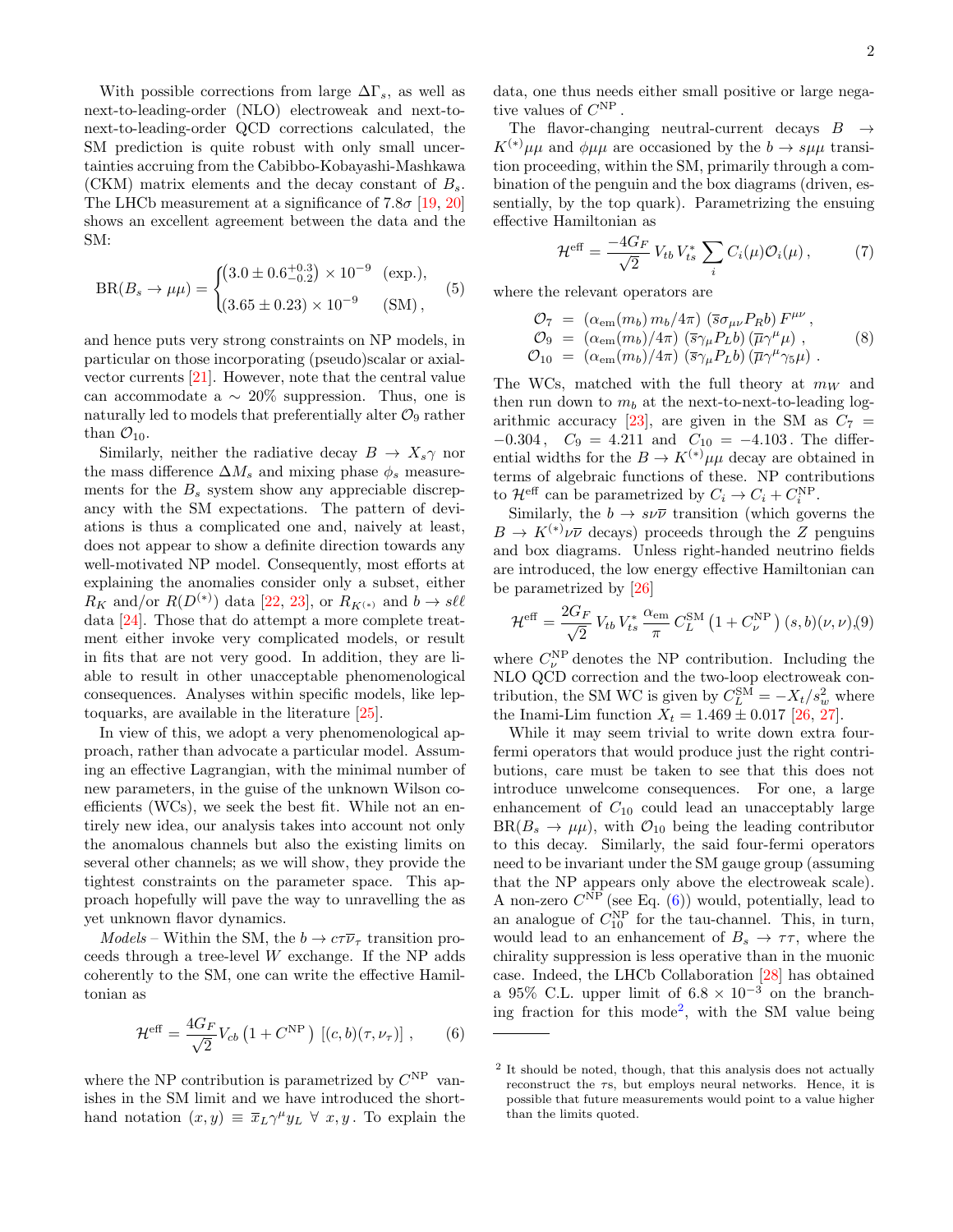With possible corrections from large $\Delta\Gamma_s$, as well as next-to-leading-order (NLO) electroweak and next-to-next-to-leading-order QCD corrections calculated, the SM prediction is quite robust with only small uncertainties accruing from the Cabibbo-Kobayashi-Mashkawa (CKM) matrix elements and the decay constant of $B_s$. The LHCb measurement at a significance of $7.8\sigma$ [19, 20] shows an excellent agreement between the data and the SM:

$$
\mathrm{BR}(B_s \to \mu\mu) = \begin{cases} \left(3.0 \pm 0.6^{+0.3}_{-0.2}\right) \times 10^{-9} & (\text{exp.}), \\ (3.65 \pm 0.23) \times 10^{-9} & (\text{SM}), \end{cases} \tag{5}
$$

and hence puts very strong constraints on NP models, in particular on those incorporating (pseudo)scalar or axial-vector currents [21]. However, note that the central value can accommodate a $\sim 20\%$ suppression. Thus, one is naturally led to models that preferentially alter $\mathcal{O}_9$ rather than $\mathcal{O}_{10}$.

Similarly, neither the radiative decay $B \to X_s\gamma$ nor the mass difference $\Delta M_s$ and mixing phase $\phi_s$ measurements for the $B_s$ system show any appreciable discrepancy with the SM expectations. The pattern of deviations is thus a complicated one and, naively at least, does not appear to show a definite direction towards any well-motivated NP model. Consequently, most efforts at explaining the anomalies consider only a subset, either $R_K$ and/or $R(D^{(*)})$ data [22, 23], or $R_{K^{(*)}}$ and $b \to s\ell\ell$ data [24]. Those that do attempt a more complete treatment either invoke very complicated models, or result in fits that are not very good. In addition, they are liable to result in other unacceptable phenomenological consequences. Analyses within specific models, like leptoquarks, are available in the literature [25].

In view of this, we adopt a very phenomenological approach, rather than advocate a particular model. Assuming an effective Lagrangian, with the minimal number of new parameters, in the guise of the unknown Wilson coefficients (WCs), we seek the best fit. While not an entirely new idea, our analysis takes into account not only the anomalous channels but also the existing limits on several other channels; as we will show, they provide the tightest constraints on the parameter space. This approach hopefully will pave the way to unravelling the as yet unknown flavor dynamics.

*Models* – Within the SM, the $b \to c\tau\overline{\nu}_\tau$ transition proceeds through a tree-level $W$ exchange. If the NP adds coherently to the SM, one can write the effective Hamiltonian as

$$
\mathcal{H}^{\text{eff}} = \frac{4G_F}{\sqrt{2}} V_{cb} \left(1 + C^{\text{NP}}\right) \left[(c, b)(\tau, \nu_\tau)\right] , \tag{6}
$$

where the NP contribution is parametrized by $C^{\text{NP}}$ vanishes in the SM limit and we have introduced the shorthand notation $(x, y) \equiv \overline{x}_L \gamma^\mu y_L \ \forall \ x, y$. To explain the data, one thus needs either small positive or large negative values of $C^{\text{NP}}$.

The flavor-changing neutral-current decays $B \to K^{(*)}\mu\mu$ and $\phi\mu\mu$ are occasioned by the $b \to s\mu\mu$ transition proceeding, within the SM, primarily through a combination of the penguin and the box diagrams (driven, essentially, by the top quark). Parametrizing the ensuing effective Hamiltonian as

$$
\mathcal{H}^{\text{eff}} = \frac{-4G_F}{\sqrt{2}} V_{tb} V_{ts}^* \sum_i C_i(\mu) \mathcal{O}_i(\mu) , \tag{7}
$$

where the relevant operators are

$$
\begin{aligned}
\mathcal{O}_7 &= (\alpha_{\text{em}}(m_b)\, m_b/4\pi)\ (\overline{s}\sigma_{\mu\nu} P_R b)\, F^{\mu\nu} , \\
\mathcal{O}_9 &= (\alpha_{\text{em}}(m_b)/4\pi)\ (\overline{s}\gamma_\mu P_L b)\, (\overline{\mu}\gamma^\mu \mu) , \\
\mathcal{O}_{10} &= (\alpha_{\text{em}}(m_b)/4\pi)\ (\overline{s}\gamma_\mu P_L b)\, (\overline{\mu}\gamma^\mu \gamma_5 \mu) .
\end{aligned} \tag{8}
$$

The WCs, matched with the full theory at $m_W$ and then run down to $m_b$ at the next-to-next-to-leading logarithmic accuracy [23], are given in the SM as $C_7 = -0.304$, $C_9 = 4.211$ and $C_{10} = -4.103$. The differential widths for the $B \to K^{(*)}\mu\mu$ decay are obtained in terms of algebraic functions of these. NP contributions to $\mathcal{H}^{\text{eff}}$ can be parametrized by $C_i \to C_i + C_i^{\text{NP}}$.

Similarly, the $b \to s\nu\overline{\nu}$ transition (which governs the $B \to K^{(*)}\nu\overline{\nu}$ decays) proceeds through the $Z$ penguins and box diagrams. Unless right-handed neutrino fields are introduced, the low energy effective Hamiltonian can be parametrized by [26]

$$
\mathcal{H}^{\text{eff}} = \frac{2G_F}{\sqrt{2}} V_{tb} V_{ts}^* \frac{\alpha_{\text{em}}}{\pi} C_L^{\text{SM}} \left(1 + C_\nu^{\text{NP}}\right) (s, b)(\nu, \nu), \tag{9}
$$

where $C_\nu^{\text{NP}}$ denotes the NP contribution. Including the NLO QCD correction and the two-loop electroweak contribution, the SM WC is given by $C_L^{\text{SM}} = -X_t/s_w^2$ where the Inami-Lim function $X_t = 1.469 \pm 0.017$ [26, 27].

While it may seem trivial to write down extra four-fermi operators that would produce just the right contributions, care must be taken to see that this does not introduce unwelcome consequences. For one, a large enhancement of $C_{10}$ could lead an unacceptably large $\mathrm{BR}(B_s \to \mu\mu)$, with $\mathcal{O}_{10}$ being the leading contributor to this decay. Similarly, the said four-fermi operators need to be invariant under the SM gauge group (assuming that the NP appears only above the electroweak scale). A non-zero $C^{\text{NP}}$ (see Eq. (6)) would, potentially, lead to an analogue of $C_{10}^{\text{NP}}$ for the tau-channel. This, in turn, would lead to an enhancement of $B_s \to \tau\tau$, where the chirality suppression is less operative than in the muonic case. Indeed, the LHCb Collaboration [28] has obtained a 95% C.L. upper limit of $6.8 \times 10^{-3}$ on the branching fraction for this mode[2], with the SM value being

[2] It should be noted, though, that this analysis does not actually reconstruct the $\tau$s, but employs neural networks. Hence, it is possible that future measurements would point to a value higher than the limits quoted.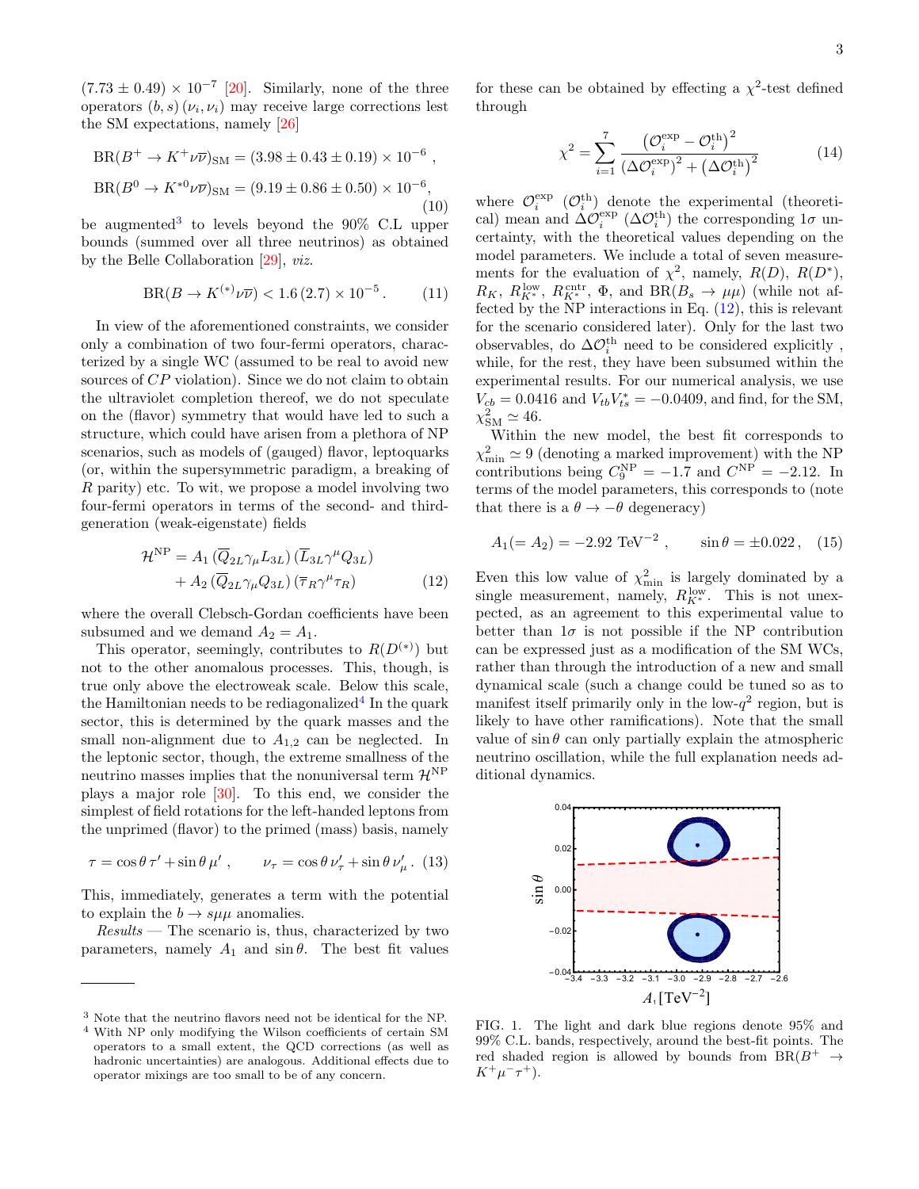$(7.73 \pm 0.49) \times 10^{-7}$ [20]. Similarly, none of the three operators $(b, s)(\nu_i, \nu_i)$ may receive large corrections lest the SM expectations, namely [26]

$$
\begin{aligned}
\text{BR}(B^+ \to K^+ \nu\overline{\nu})_{\text{SM}} &= (3.98 \pm 0.43 \pm 0.19) \times 10^{-6} \ , \\
\text{BR}(B^0 \to K^{*0} \nu\overline{\nu})_{\text{SM}} &= (9.19 \pm 0.86 \pm 0.50) \times 10^{-6},
\end{aligned} \tag{10}
$$

be augmented[3] to levels beyond the 90% C.L upper bounds (summed over all three neutrinos) as obtained by the Belle Collaboration [29], *viz.*

$$
\text{BR}(B \to K^{(*)} \nu\overline{\nu}) < 1.6\,(2.7) \times 10^{-5}\,. \tag{11}
$$

In view of the aforementioned constraints, we consider only a combination of two four-fermi operators, characterized by a single WC (assumed to be real to avoid new sources of $CP$ violation). Since we do not claim to obtain the ultraviolet completion thereof, we do not speculate on the (flavor) symmetry that would have led to such a structure, which could have arisen from a plethora of NP scenarios, such as models of (gauged) flavor, leptoquarks (or, within the supersymmetric paradigm, a breaking of $R$ parity) etc. To wit, we propose a model involving two four-fermi operators in terms of the second- and third-generation (weak-eigenstate) fields

$$
\begin{aligned}
\mathcal{H}^{\text{NP}} = &\, A_1\, (\overline{Q}_{2L} \gamma_\mu L_{3L})\, (\overline{L}_{3L} \gamma^\mu Q_{3L}) \\
&+ A_2\, (\overline{Q}_{2L} \gamma_\mu Q_{3L})\, (\overline{\tau}_R \gamma^\mu \tau_R)
\end{aligned} \tag{12}
$$

where the overall Clebsch-Gordan coefficients have been subsumed and we demand $A_2 = A_1$.

This operator, seemingly, contributes to $R(D^{(*)})$ but not to the other anomalous processes. This, though, is true only above the electroweak scale. Below this scale, the Hamiltonian needs to be rediagonalized[4] In the quark sector, this is determined by the quark masses and the small non-alignment due to $A_{1,2}$ can be neglected. In the leptonic sector, though, the extreme smallness of the neutrino masses implies that the nonuniversal term $\mathcal{H}^{\text{NP}}$ plays a major role [30]. To this end, we consider the simplest of field rotations for the left-handed leptons from the unprimed (flavor) to the primed (mass) basis, namely

$$
\tau = \cos\theta\, \tau' + \sin\theta\, \mu' \ , \qquad \nu_\tau = \cos\theta\, \nu'_\tau + \sin\theta\, \nu'_\mu\,. \tag{13}
$$

This, immediately, generates a term with the potential to explain the $b \to s\mu\mu$ anomalies.

*Results* — The scenario is, thus, characterized by two parameters, namely $A_1$ and $\sin\theta$. The best fit values for these can be obtained by effecting a $\chi^2$-test defined through

$$
\chi^2 = \sum_{i=1}^{7} \frac{\left(\mathcal{O}_i^{\text{exp}} - \mathcal{O}_i^{\text{th}}\right)^2}{\left(\Delta\mathcal{O}_i^{\text{exp}}\right)^2 + \left(\Delta\mathcal{O}_i^{\text{th}}\right)^2} \tag{14}
$$

where $\mathcal{O}_i^{\text{exp}}$ ($\mathcal{O}_i^{\text{th}}$) denote the experimental (theoretical) mean and $\Delta\mathcal{O}_i^{\text{exp}}$ ($\Delta\mathcal{O}_i^{\text{th}}$) the corresponding $1\sigma$ uncertainty, with the theoretical values depending on the model parameters. We include a total of seven measurements for the evaluation of $\chi^2$, namely, $R(D)$, $R(D^*)$, $R_K$, $R_{K^*}^{\text{low}}$, $R_{K^*}^{\text{cntr}}$, $\Phi$, and $\text{BR}(B_s \to \mu\mu)$ (while not affected by the NP interactions in Eq. (12), this is relevant for the scenario considered later). Only for the last two observables, do $\Delta\mathcal{O}_i^{\text{th}}$ need to be considered explicitly , while, for the rest, they have been subsumed within the experimental results. For our numerical analysis, we use $V_{cb} = 0.0416$ and $V_{tb}V_{ts}^* = -0.0409$, and find, for the SM, $\chi^2_{\text{SM}} \simeq 46$.

Within the new model, the best fit corresponds to $\chi^2_{\text{min}} \simeq 9$ (denoting a marked improvement) with the NP contributions being $C_9^{\text{NP}} = -1.7$ and $C^{\text{NP}} = -2.12$. In terms of the model parameters, this corresponds to (note that there is a $\theta \to -\theta$ degeneracy)

$$
A_1 (= A_2) = -2.92 \text{ TeV}^{-2} \ , \qquad \sin\theta = \pm 0.022\,, \tag{15}
$$

Even this low value of $\chi^2_{\text{min}}$ is largely dominated by a single measurement, namely, $R_{K^*}^{\text{low}}$. This is not unexpected, as an agreement to this experimental value to better than $1\sigma$ is not possible if the NP contribution can be expressed just as a modification of the SM WCs, rather than through the introduction of a new and small dynamical scale (such a change could be tuned so as to manifest itself primarily only in the low-$q^2$ region, but is likely to have other ramifications). Note that the small value of $\sin\theta$ can only partially explain the atmospheric neutrino oscillation, while the full explanation needs additional dynamics.

FIG. 1. The light and dark blue regions denote 95% and 99% C.L. bands, respectively, around the best-fit points. The red shaded region is allowed by bounds from $\text{BR}(B^+ \to K^+ \mu^- \tau^+)$.

---

[3] Note that the neutrino flavors need not be identical for the NP.

[4] With NP only modifying the Wilson coefficients of certain SM operators to a small extent, the QCD corrections (as well as hadronic uncertainties) are analogous. Additional effects due to operator mixings are too small to be of any concern.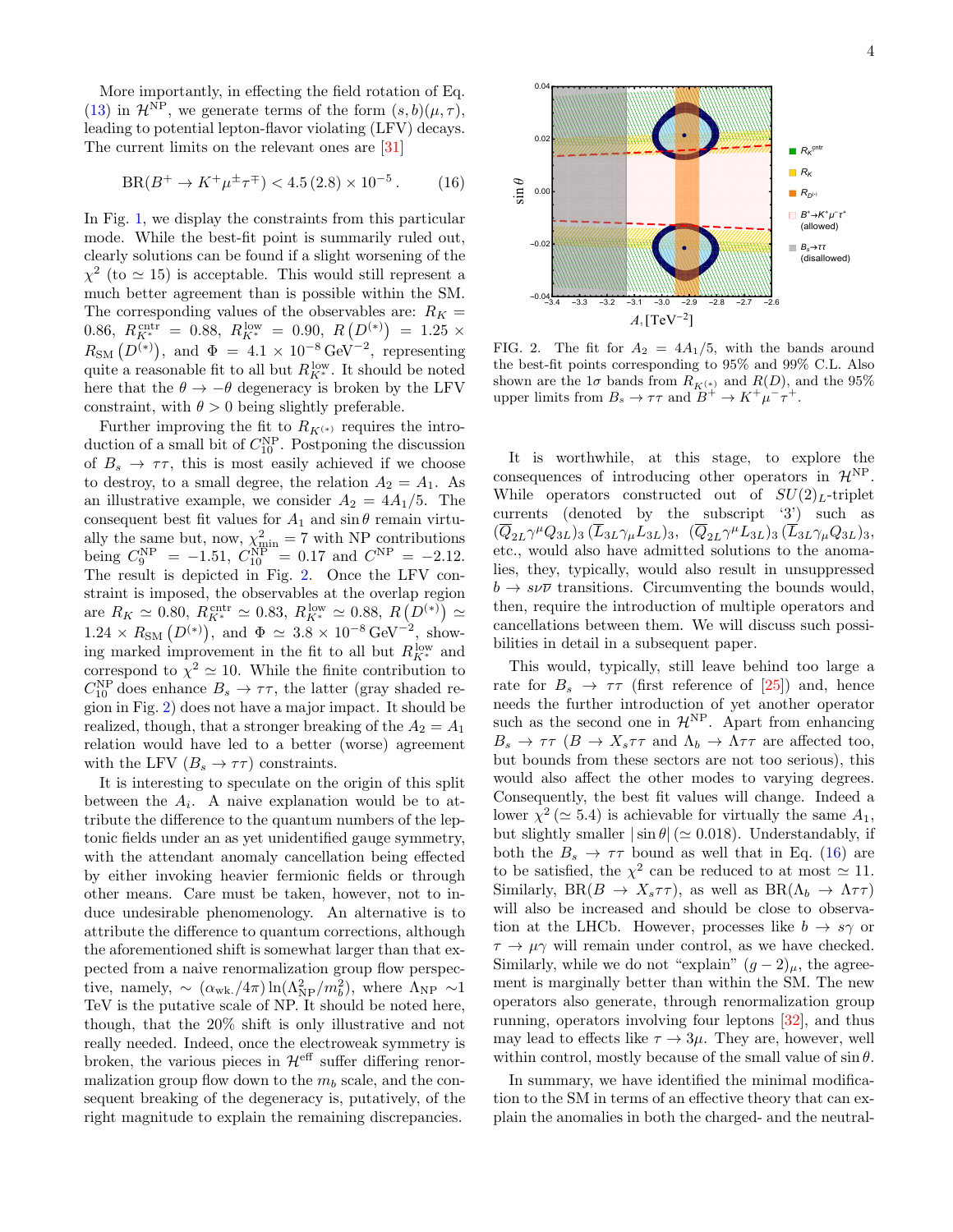More importantly, in effecting the field rotation of Eq. (13) in $\mathcal{H}^{\rm NP}$, we generate terms of the form $(s,b)(\mu,\tau)$, leading to potential lepton-flavor violating (LFV) decays. The current limits on the relevant ones are [31]

$$
{\rm BR}(B^+ \to K^+ \mu^\pm \tau^\mp) < 4.5\,(2.8) \times 10^{-5} \,. \tag{16}
$$

In Fig. 1, we display the constraints from this particular mode. While the best-fit point is summarily ruled out, clearly solutions can be found if a slight worsening of the $\chi^2$ (to $\simeq 15$) is acceptable. This would still represent a much better agreement than is possible within the SM. The corresponding values of the observables are: $R_K = 0.86$, $R_{K^*}^{\rm cntr} = 0.88$, $R_{K^*}^{\rm low} = 0.90$, $R\left(D^{(*)}\right) = 1.25 \times R_{\rm SM}\left(D^{(*)}\right)$, and $\Phi = 4.1 \times 10^{-8}\,{\rm GeV}^{-2}$, representing quite a reasonable fit to all but $R_{K^*}^{\rm low}$. It should be noted here that the $\theta \to -\theta$ degeneracy is broken by the LFV constraint, with $\theta > 0$ being slightly preferable.

Further improving the fit to $R_{K^{(*)}}$ requires the introduction of a small bit of $C_{10}^{\rm NP}$. Postponing the discussion of $B_s \to \tau\tau$, this is most easily achieved if we choose to destroy, to a small degree, the relation $A_2 = A_1$. As an illustrative example, we consider $A_2 = 4A_1/5$. The consequent best fit values for $A_1$ and $\sin\theta$ remain virtually the same but, now, $\chi^2_{\rm min} = 7$ with NP contributions being $C_9^{\rm NP} = -1.51$, $C_{10}^{\rm NP} = 0.17$ and $C^{\rm NP} = -2.12$. The result is depicted in Fig. 2. Once the LFV constraint is imposed, the observables at the overlap region are $R_K \simeq 0.80$, $R_{K^*}^{\rm cntr} \simeq 0.83$, $R_{K^*}^{\rm low} \simeq 0.88$, $R\left(D^{(*)}\right) \simeq 1.24 \times R_{\rm SM}\left(D^{(*)}\right)$, and $\Phi \simeq 3.8 \times 10^{-8}\,{\rm GeV}^{-2}$, showing marked improvement in the fit to all but $R_{K^*}^{\rm low}$ and correspond to $\chi^2 \simeq 10$. While the finite contribution to $C_{10}^{\rm NP}$ does enhance $B_s \to \tau\tau$, the latter (gray shaded region in Fig. 2) does not have a major impact. It should be realized, though, that a stronger breaking of the $A_2 = A_1$ relation would have led to a better (worse) agreement with the LFV ($B_s \to \tau\tau$) constraints.

It is interesting to speculate on the origin of this split between the $A_i$. A naive explanation would be to attribute the difference to the quantum numbers of the leptonic fields under an as yet unidentified gauge symmetry, with the attendant anomaly cancellation being effected by either invoking heavier fermionic fields or through other means. Care must be taken, however, not to induce undesirable phenomenology. An alternative is to attribute the difference to quantum corrections, although the aforementioned shift is somewhat larger than that expected from a naive renormalization group flow perspective, namely, $\sim (\alpha_{\rm wk.}/4\pi)\ln(\Lambda_{\rm NP}^2/m_b^2)$, where $\Lambda_{\rm NP} \sim 1$ TeV is the putative scale of NP. It should be noted here, though, that the 20% shift is only illustrative and not really needed. Indeed, once the electroweak symmetry is broken, the various pieces in $\mathcal{H}^{\rm eff}$ suffer differing renormalization group flow down to the $m_b$ scale, and the consequent breaking of the degeneracy is, putatively, of the right magnitude to explain the remaining discrepancies.

FIG. 2. The fit for $A_2 = 4A_1/5$, with the bands around the best-fit points corresponding to 95% and 99% C.L. Also shown are the $1\sigma$ bands from $R_{K^{(*)}}$ and $R(D)$, and the 95% upper limits from $B_s \to \tau\tau$ and $B^+ \to K^+\mu^-\tau^+$.

It is worthwhile, at this stage, to explore the consequences of introducing other operators in $\mathcal{H}^{\rm NP}$. While operators constructed out of $SU(2)_L$-triplet currents (denoted by the subscript '3') such as $(\overline{Q}_{2L}\gamma^\mu Q_{3L})_3\,(\overline{L}_{3L}\gamma_\mu L_{3L})_3$, $(\overline{Q}_{2L}\gamma^\mu L_{3L})_3\,(\overline{L}_{3L}\gamma_\mu Q_{3L})_3$, etc., would also have admitted solutions to the anomalies, they, typically, would also result in unsuppressed $b \to s\nu\overline{\nu}$ transitions. Circumventing the bounds would, then, require the introduction of multiple operators and cancellations between them. We will discuss such possibilities in detail in a subsequent paper.

This would, typically, still leave behind too large a rate for $B_s \to \tau\tau$ (first reference of [25]) and, hence needs the further introduction of yet another operator such as the second one in $\mathcal{H}^{\rm NP}$. Apart from enhancing $B_s \to \tau\tau$ ($B \to X_s\tau\tau$ and $\Lambda_b \to \Lambda\tau\tau$ are affected too, but bounds from these sectors are not too serious), this would also affect the other modes to varying degrees. Consequently, the best fit values will change. Indeed a lower $\chi^2$ ($\simeq 5.4$) is achievable for virtually the same $A_1$, but slightly smaller $|\sin\theta|$ ($\simeq 0.018$). Understandably, if both the $B_s \to \tau\tau$ bound as well that in Eq. (16) are to be satisfied, the $\chi^2$ can be reduced to at most $\simeq 11$. Similarly, ${\rm BR}(B \to X_s\tau\tau)$, as well as ${\rm BR}(\Lambda_b \to \Lambda\tau\tau)$ will also be increased and should be close to observation at the LHCb. However, processes like $b \to s\gamma$ or $\tau \to \mu\gamma$ will remain under control, as we have checked. Similarly, while we do not "explain" $(g-2)_\mu$, the agreement is marginally better than within the SM. The new operators also generate, through renormalization group running, operators involving four leptons [32], and thus may lead to effects like $\tau \to 3\mu$. They are, however, well within control, mostly because of the small value of $\sin\theta$.

In summary, we have identified the minimal modification to the SM in terms of an effective theory that can explain the anomalies in both the charged- and the neutral-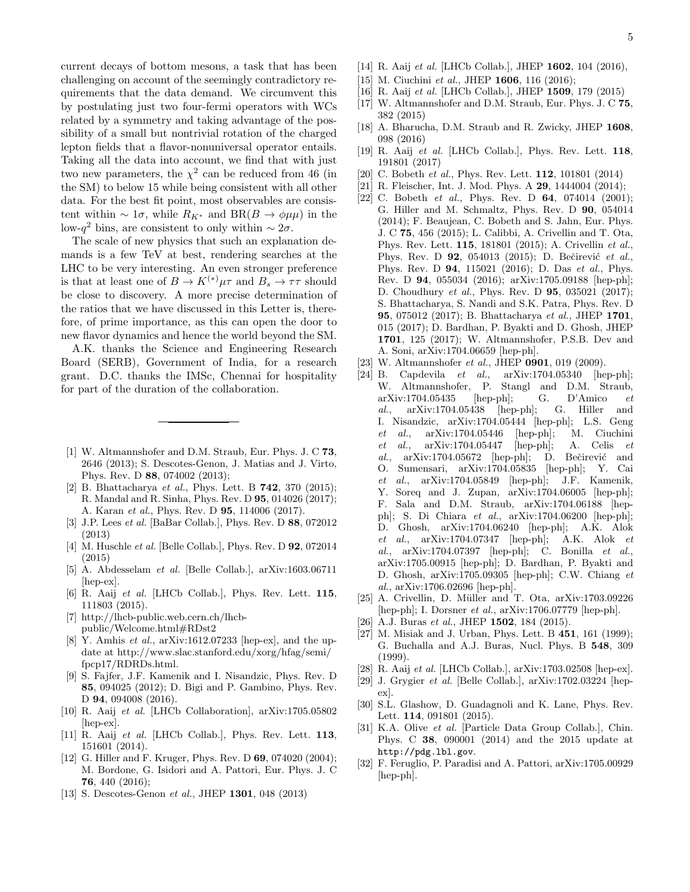current decays of bottom mesons, a task that has been challenging on account of the seemingly contradictory requirements that the data demand. We circumvent this by postulating just two four-fermi operators with WCs related by a symmetry and taking advantage of the possibility of a small but nontrivial rotation of the charged lepton fields that a flavor-nonuniversal operator entails. Taking all the data into account, we find that with just two new parameters, the $\chi^2$ can be reduced from 46 (in the SM) to below 15 while being consistent with all other data. For the best fit point, most observables are consistent within $\sim 1\sigma$, while $R_{K^*}$ and $\text{BR}(B \to \phi\mu\mu)$ in the low-$q^2$ bins, are consistent to only within $\sim 2\sigma$.

The scale of new physics that such an explanation demands is a few TeV at best, rendering searches at the LHC to be very interesting. An even stronger preference is that at least one of $B \to K^{(*)}\mu\tau$ and $B_s \to \tau\tau$ should be close to discovery. A more precise determination of the ratios that we have discussed in this Letter is, therefore, of prime importance, as this can open the door to new flavor dynamics and hence the world beyond the SM.

A.K. thanks the Science and Engineering Research Board (SERB), Government of India, for a research grant. D.C. thanks the IMSc, Chennai for hospitality for part of the duration of the collaboration.

---

[1] W. Altmannshofer and D.M. Straub, Eur. Phys. J. C **73**, 2646 (2013); S. Descotes-Genon, J. Matias and J. Virto, Phys. Rev. D **88**, 074002 (2013);

[2] B. Bhattacharya *et al.*, Phys. Lett. B **742**, 370 (2015); R. Mandal and R. Sinha, Phys. Rev. D **95**, 014026 (2017); A. Karan *et al.*, Phys. Rev. D **95**, 114006 (2017).

[3] J.P. Lees *et al.* [BaBar Collab.], Phys. Rev. D **88**, 072012 (2013)

[4] M. Huschle *et al.* [Belle Collab.], Phys. Rev. D **92**, 072014 (2015)

[5] A. Abdesselam *et al.* [Belle Collab.], arXiv:1603.06711 [hep-ex].

[6] R. Aaij *et al.* [LHCb Collab.], Phys. Rev. Lett. **115**, 111803 (2015).

[7] http://lhcb-public.web.cern.ch/lhcb-public/Welcome.html#RDst2

[8] Y. Amhis *et al.*, arXiv:1612.07233 [hep-ex], and the update at http://www.slac.stanford.edu/xorg/hfag/semi/fpcp17/RDRDs.html.

[9] S. Fajfer, J.F. Kamenik and I. Nisandzic, Phys. Rev. D **85**, 094025 (2012); D. Bigi and P. Gambino, Phys. Rev. D **94**, 094008 (2016).

[10] R. Aaij *et al.* [LHCb Collaboration], arXiv:1705.05802 [hep-ex].

[11] R. Aaij *et al.* [LHCb Collab.], Phys. Rev. Lett. **113**, 151601 (2014).

[12] G. Hiller and F. Kruger, Phys. Rev. D **69**, 074020 (2004); M. Bordone, G. Isidori and A. Pattori, Eur. Phys. J. C **76**, 440 (2016);

[13] S. Descotes-Genon *et al.*, JHEP **1301**, 048 (2013)

[14] R. Aaij *et al.* [LHCb Collab.], JHEP **1602**, 104 (2016),

[15] M. Ciuchini *et al.*, JHEP **1606**, 116 (2016);

[16] R. Aaij *et al.* [LHCb Collab.], JHEP **1509**, 179 (2015)

[17] W. Altmannshofer and D.M. Straub, Eur. Phys. J. C **75**, 382 (2015)

[18] A. Bharucha, D.M. Straub and R. Zwicky, JHEP **1608**, 098 (2016)

[19] R. Aaij *et al.* [LHCb Collab.], Phys. Rev. Lett. **118**, 191801 (2017)

[20] C. Bobeth *et al.*, Phys. Rev. Lett. **112**, 101801 (2014)

[21] R. Fleischer, Int. J. Mod. Phys. A **29**, 1444004 (2014);

[22] C. Bobeth *et al.*, Phys. Rev. D **64**, 074014 (2001); G. Hiller and M. Schmaltz, Phys. Rev. D **90**, 054014 (2014); F. Beaujean, C. Bobeth and S. Jahn, Eur. Phys. J. C **75**, 456 (2015); L. Calibbi, A. Crivellin and T. Ota, Phys. Rev. Lett. **115**, 181801 (2015); A. Crivellin *et al.*, Phys. Rev. D **92**, 054013 (2015); D. Bečirević *et al.*, Phys. Rev. D **94**, 115021 (2016); D. Das *et al.*, Phys. Rev. D **94**, 055034 (2016); arXiv:1705.09188 [hep-ph]; D. Choudhury *et al.*, Phys. Rev. D **95**, 035021 (2017); S. Bhattacharya, S. Nandi and S.K. Patra, Phys. Rev. D **95**, 075012 (2017); B. Bhattacharya *et al.*, JHEP **1701**, 015 (2017); D. Bardhan, P. Byakti and D. Ghosh, JHEP **1701**, 125 (2017); W. Altmannshofer, P.S.B. Dev and A. Soni, arXiv:1704.06659 [hep-ph].

[23] W. Altmannshofer *et al.*, JHEP **0901**, 019 (2009).

[24] B. Capdevila *et al.*, arXiv:1704.05340 [hep-ph]; W. Altmannshofer, P. Stangl and D.M. Straub, arXiv:1704.05435 [hep-ph]; G. D'Amico *et al.*, arXiv:1704.05438 [hep-ph]; G. Hiller and I. Nisandzic, arXiv:1704.05444 [hep-ph]; L.S. Geng *et al.*, arXiv:1704.05446 [hep-ph]; M. Ciuchini *et al.*, arXiv:1704.05447 [hep-ph]; A. Celis *et al.*, arXiv:1704.05672 [hep-ph]; D. Bečirević and O. Sumensari, arXiv:1704.05835 [hep-ph]; Y. Cai *et al.*, arXiv:1704.05849 [hep-ph]; J.F. Kamenik, Y. Soreq and J. Zupan, arXiv:1704.06005 [hep-ph]; F. Sala and D.M. Straub, arXiv:1704.06188 [hep-ph]; S. Di Chiara *et al.*, arXiv:1704.06200 [hep-ph]; D. Ghosh, arXiv:1704.06240 [hep-ph]; A.K. Alok *et al.*, arXiv:1704.07347 [hep-ph]; A.K. Alok *et al.*, arXiv:1704.07397 [hep-ph]; C. Bonilla *et al.*, arXiv:1705.00915 [hep-ph]; D. Bardhan, P. Byakti and D. Ghosh, arXiv:1705.09305 [hep-ph]; C.W. Chiang *et al.*, arXiv:1706.02696 [hep-ph].

[25] A. Crivellin, D. Müller and T. Ota, arXiv:1703.09226 [hep-ph]; I. Dorsner *et al.*, arXiv:1706.07779 [hep-ph].

[26] A.J. Buras *et al.*, JHEP **1502**, 184 (2015).

[27] M. Misiak and J. Urban, Phys. Lett. B **451**, 161 (1999); G. Buchalla and A.J. Buras, Nucl. Phys. B **548**, 309 (1999).

[28] R. Aaij *et al.* [LHCb Collab.], arXiv:1703.02508 [hep-ex].

[29] J. Grygier *et al.* [Belle Collab.], arXiv:1702.03224 [hep-ex].

[30] S.L. Glashow, D. Guadagnoli and K. Lane, Phys. Rev. Lett. **114**, 091801 (2015).

[31] K.A. Olive *et al.* [Particle Data Group Collab.], Chin. Phys. C **38**, 090001 (2014) and the 2015 update at http://pdg.lbl.gov.

[32] F. Feruglio, P. Paradisi and A. Pattori, arXiv:1705.00929 [hep-ph].